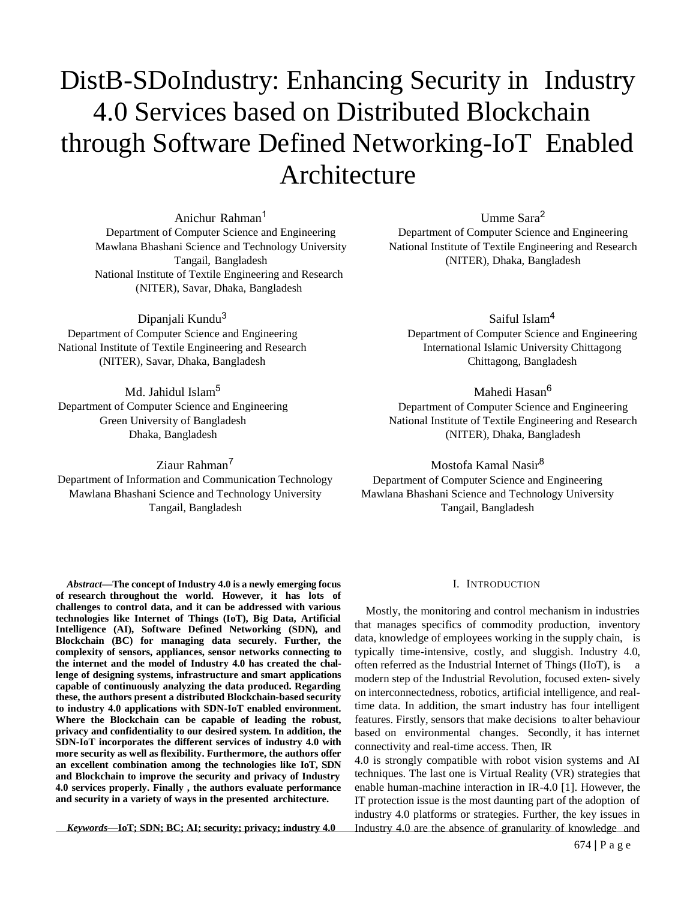# DistB-SDoIndustry: Enhancing Security in Industry 4.0 Services based on Distributed Blockchain through Software Defined Networking-IoT Enabled Architecture

Anichur Rahman[1]
Department of Computer Science and Engineering
Mawlana Bhashani Science and Technology University
Tangail, Bangladesh
National Institute of Textile Engineering and Research
(NITER), Savar, Dhaka, Bangladesh

Umme Sara[2]
Department of Computer Science and Engineering
National Institute of Textile Engineering and Research
(NITER), Dhaka, Bangladesh

Dipanjali Kundu[3]
Department of Computer Science and Engineering
National Institute of Textile Engineering and Research
(NITER), Savar, Dhaka, Bangladesh

Saiful Islam[4]
Department of Computer Science and Engineering
International Islamic University Chittagong
Chittagong, Bangladesh

Md. Jahidul Islam[5]
Department of Computer Science and Engineering
Green University of Bangladesh
Dhaka, Bangladesh

Mahedi Hasan[6]
Department of Computer Science and Engineering
National Institute of Textile Engineering and Research
(NITER), Dhaka, Bangladesh

Ziaur Rahman[7]
Department of Information and Communication Technology
Mawlana Bhashani Science and Technology University
Tangail, Bangladesh

Mostofa Kamal Nasir[8]
Department of Computer Science and Engineering
Mawlana Bhashani Science and Technology University
Tangail, Bangladesh

***Abstract*—The concept of Industry 4.0 is a newly emerging focus of research throughout the world. However, it has lots of challenges to control data, and it can be addressed with various technologies like Internet of Things (IoT), Big Data, Artificial Intelligence (AI), Software Defined Networking (SDN), and Blockchain (BC) for managing data securely. Further, the complexity of sensors, appliances, sensor networks connecting to the internet and the model of Industry 4.0 has created the challenge of designing systems, infrastructure and smart applications capable of continuously analyzing the data produced. Regarding these, the authors present a distributed Blockchain-based security to industry 4.0 applications with SDN-IoT enabled environment. Where the Blockchain can be capable of leading the robust, privacy and confidentiality to our desired system. In addition, the SDN-IoT incorporates the different services of industry 4.0 with more security as well as flexibility. Furthermore, the authors offer an excellent combination among the technologies like IoT, SDN and Blockchain to improve the security and privacy of Industry 4.0 services properly. Finally , the authors evaluate performance and security in a variety of ways in the presented architecture.**

***Keywords*—IoT; SDN; BC; AI; security; privacy; industry 4.0**

## I. Introduction

Mostly, the monitoring and control mechanism in industries that manages specifics of commodity production, inventory data, knowledge of employees working in the supply chain, is typically time-intensive, costly, and sluggish. Industry 4.0, often referred as the Industrial Internet of Things (IIoT), is a modern step of the Industrial Revolution, focused extensively on interconnectedness, robotics, artificial intelligence, and real-time data. In addition, the smart industry has four intelligent features. Firstly, sensors that make decisions to alter behaviour based on environmental changes. Secondly, it has internet connectivity and real-time access. Then, IR 4.0 is strongly compatible with robot vision systems and AI techniques. The last one is Virtual Reality (VR) strategies that enable human-machine interaction in IR-4.0 [1]. However, the IT protection issue is the most daunting part of the adoption of industry 4.0 platforms or strategies. Further, the key issues in Industry 4.0 are the absence of granularity of knowledge and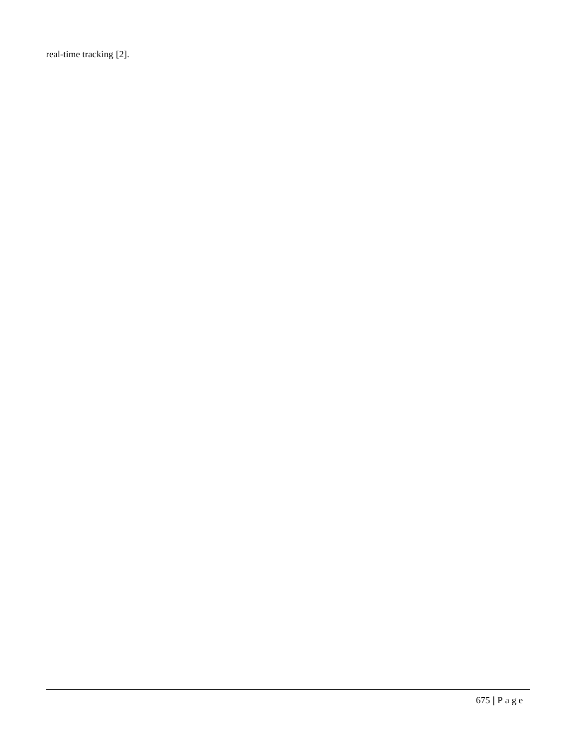real-time tracking [2].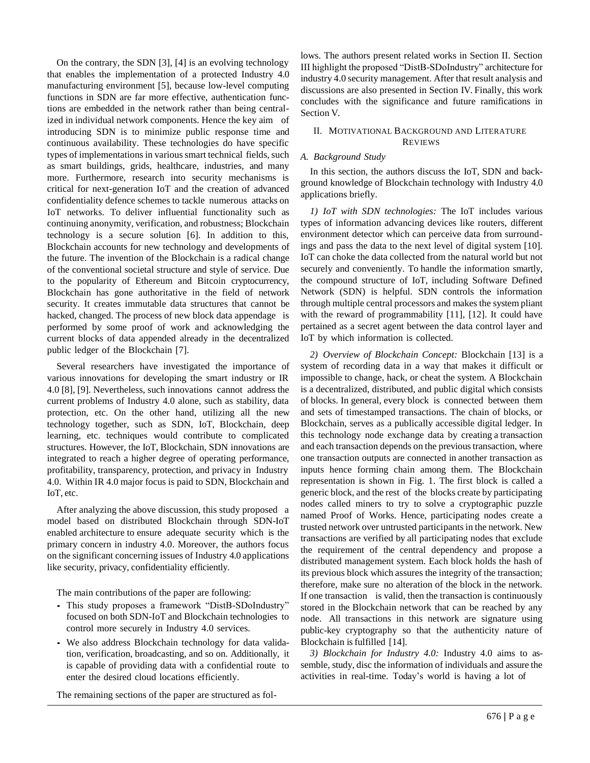On the contrary, the SDN [3], [4] is an evolving technology that enables the implementation of a protected Industry 4.0 manufacturing environment [5], because low-level computing functions in SDN are far more effective, authentication functions are embedded in the network rather than being centralized in individual network components. Hence the key aim of introducing SDN is to minimize public response time and continuous availability. These technologies do have specific types of implementations in various smart technical fields, such as smart buildings, grids, healthcare, industries, and many more. Furthermore, research into security mechanisms is critical for next-generation IoT and the creation of advanced confidentiality defence schemes to tackle numerous attacks on IoT networks. To deliver influential functionality such as continuing anonymity, verification, and robustness; Blockchain technology is a secure solution [6]. In addition to this, Blockchain accounts for new technology and developments of the future. The invention of the Blockchain is a radical change of the conventional societal structure and style of service. Due to the popularity of Ethereum and Bitcoin cryptocurrency, Blockchain has gone authoritative in the field of network security. It creates immutable data structures that cannot be hacked, changed. The process of new block data appendage is performed by some proof of work and acknowledging the current blocks of data appended already in the decentralized public ledger of the Blockchain [7].

Several researchers have investigated the importance of various innovations for developing the smart industry or IR 4.0 [8], [9]. Nevertheless, such innovations cannot address the current problems of Industry 4.0 alone, such as stability, data protection, etc. On the other hand, utilizing all the new technology together, such as SDN, IoT, Blockchain, deep learning, etc. techniques would contribute to complicated structures. However, the IoT, Blockchain, SDN innovations are integrated to reach a higher degree of operating performance, profitability, transparency, protection, and privacy in Industry 4.0. Within IR 4.0 major focus is paid to SDN, Blockchain and IoT, etc.

After analyzing the above discussion, this study proposed a model based on distributed Blockchain through SDN-IoT enabled architecture to ensure adequate security which is the primary concern in industry 4.0. Moreover, the authors focus on the significant concerning issues of Industry 4.0 applications like security, privacy, confidentiality efficiently.

The main contributions of the paper are following:

- This study proposes a framework "DistB-SDoIndustry" focused on both SDN-IoT and Blockchain technologies to control more securely in Industry 4.0 services.
- We also address Blockchain technology for data validation, verification, broadcasting, and so on. Additionally, it is capable of providing data with a confidential route to enter the desired cloud locations efficiently.

The remaining sections of the paper are structured as follows. The authors present related works in Section II. Section III highlight the proposed "DistB-SDoIndustry" architecture for industry 4.0 security management. After that result analysis and discussions are also presented in Section IV. Finally, this work concludes with the significance and future ramifications in Section V.

## II. Motivational Background and Literature Reviews

### A. Background Study

In this section, the authors discuss the IoT, SDN and background knowledge of Blockchain technology with Industry 4.0 applications briefly.

*1) IoT with SDN technologies:* The IoT includes various types of information advancing devices like routers, different environment detector which can perceive data from surroundings and pass the data to the next level of digital system [10]. IoT can choke the data collected from the natural world but not securely and conveniently. To handle the information smartly, the compound structure of IoT, including Software Defined Network (SDN) is helpful. SDN controls the information through multiple central processors and makes the system pliant with the reward of programmability [11], [12]. It could have pertained as a secret agent between the data control layer and IoT by which information is collected.

*2) Overview of Blockchain Concept:* Blockchain [13] is a system of recording data in a way that makes it difficult or impossible to change, hack, or cheat the system. A Blockchain is a decentralized, distributed, and public digital which consists of blocks. In general, every block is connected between them and sets of timestamped transactions. The chain of blocks, or Blockchain, serves as a publically accessible digital ledger. In this technology node exchange data by creating a transaction and each transaction depends on the previous transaction, where one transaction outputs are connected in another transaction as inputs hence forming chain among them. The Blockchain representation is shown in Fig. 1. The first block is called a generic block, and the rest of the blocks create by participating nodes called miners to try to solve a cryptographic puzzle named Proof of Works. Hence, participating nodes create a trusted network over untrusted participants in the network. New transactions are verified by all participating nodes that exclude the requirement of the central dependency and propose a distributed management system. Each block holds the hash of its previous block which assures the integrity of the transaction; therefore, make sure no alteration of the block in the network. If one transaction is valid, then the transaction is continuously stored in the Blockchain network that can be reached by any node. All transactions in this network are signature using public-key cryptography so that the authenticity nature of Blockchain is fulfilled [14].

*3) Blockchain for Industry 4.0:* Industry 4.0 aims to assemble, study, disc the information of individuals and assure the activities in real-time. Today's world is having a lot of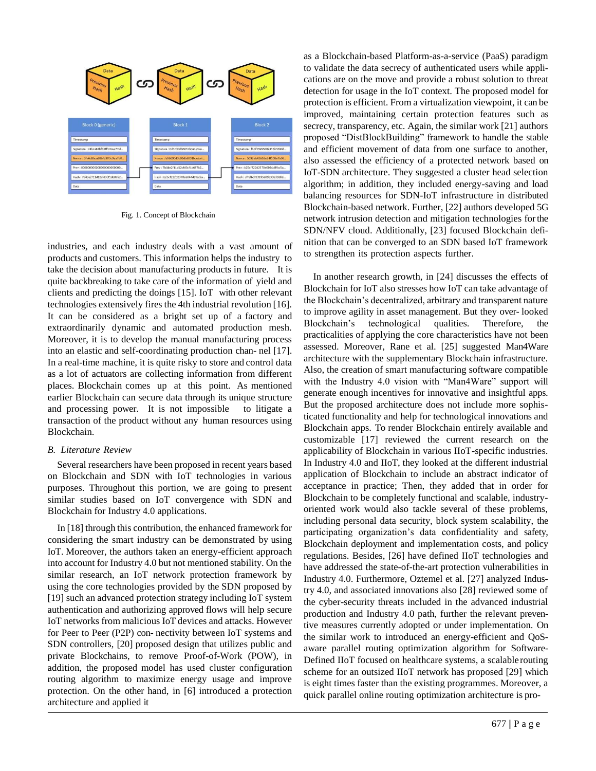Fig. 1. Concept of Blockchain

industries, and each industry deals with a vast amount of products and customers. This information helps the industry to take the decision about manufacturing products in future. It is quite backbreaking to take care of the information of yield and clients and predicting the doings [15]. IoT with other relevant technologies extensively fires the 4th industrial revolution [16]. It can be considered as a bright set up of a factory and extraordinarily dynamic and automated production mesh. Moreover, it is to develop the manual manufacturing process into an elastic and self-coordinating production chan- nel [17]. In a real-time machine, it is quite risky to store and control data as a lot of actuators are collecting information from different places. Blockchain comes up at this point. As mentioned earlier Blockchain can secure data through its unique structure and processing power. It is not impossible to litigate a transaction of the product without any human resources using Blockchain.

### B. Literature Review

Several researchers have been proposed in recent years based on Blockchain and SDN with IoT technologies in various purposes. Throughout this portion, we are going to present similar studies based on IoT convergence with SDN and Blockchain for Industry 4.0 applications.

In [18] through this contribution, the enhanced framework for considering the smart industry can be demonstrated by using IoT. Moreover, the authors taken an energy-efficient approach into account for Industry 4.0 but not mentioned stability. On the similar research, an IoT network protection framework by using the core technologies provided by the SDN proposed by [19] such an advanced protection strategy including IoT system authentication and authorizing approved flows will help secure IoT networks from malicious IoT devices and attacks. However for Peer to Peer (P2P) con- nectivity between IoT systems and SDN controllers, [20] proposed design that utilizes public and private Blockchains, to remove Proof-of-Work (POW), in addition, the proposed model has used cluster configuration routing algorithm to maximize energy usage and improve protection. On the other hand, in [6] introduced a protection architecture and applied it as a Blockchain-based Platform-as-a-service (PaaS) paradigm to validate the data secrecy of authenticated users while appli- cations are on the move and provide a robust solution to threat detection for usage in the IoT context. The proposed model for protection is efficient. From a virtualization viewpoint, it can be improved, maintaining certain protection features such as secrecy, transparency, etc. Again, the similar work [21] authors proposed "DistBlockBuilding" framework to handle the stable and efficient movement of data from one surface to another, also assessed the efficiency of a protected network based on IoT-SDN architecture. They suggested a cluster head selection algorithm; in addition, they included energy-saving and load balancing resources for SDN-IoT infrastructure in distributed Blockchain-based network. Further, [22] authors developed 5G network intrusion detection and mitigation technologies for the SDN/NFV cloud. Additionally, [23] focused Blockchain defi- nition that can be converged to an SDN based IoT framework to strengthen its protection aspects further.

In another research growth, in [24] discusses the effects of Blockchain for IoT also stresses how IoT can take advantage of the Blockchain's decentralized, arbitrary and transparent nature to improve agility in asset management. But they over- looked Blockchain's technological qualities. Therefore, the practicalities of applying the core characteristics have not been assessed. Moreover, Rane et al. [25] suggested Man4Ware architecture with the supplementary Blockchain infrastructure. Also, the creation of smart manufacturing software compatible with the Industry 4.0 vision with "Man4Ware" support will generate enough incentives for innovative and insightful apps. But the proposed architecture does not include more sophis- ticated functionality and help for technological innovations and Blockchain apps. To render Blockchain entirely available and customizable [17] reviewed the current research on the applicability of Blockchain in various IIoT-specific industries. In Industry 4.0 and IIoT, they looked at the different industrial application of Blockchain to include an abstract indicator of acceptance in practice; Then, they added that in order for Blockchain to be completely functional and scalable, industry-oriented work would also tackle several of these problems, including personal data security, block system scalability, the participating organization's data confidentiality and safety, Blockchain deployment and implementation costs, and policy regulations. Besides, [26] have defined IIoT technologies and have addressed the state-of-the-art protection vulnerabilities in Industry 4.0. Furthermore, Oztemel et al. [27] analyzed Indus- try 4.0, and associated innovations also [28] reviewed some of the cyber-security threats included in the advanced industrial production and Industry 4.0 path, further the relevant preven- tive measures currently adopted or under implementation. On the similar work to introduced an energy-efficient and QoS-aware parallel routing optimization algorithm for Software-Defined IIoT focused on healthcare systems, a scalable routing scheme for an outsized IIoT network has proposed [29] which is eight times faster than the existing programmes. Moreover, a quick parallel online routing optimization architecture is pro-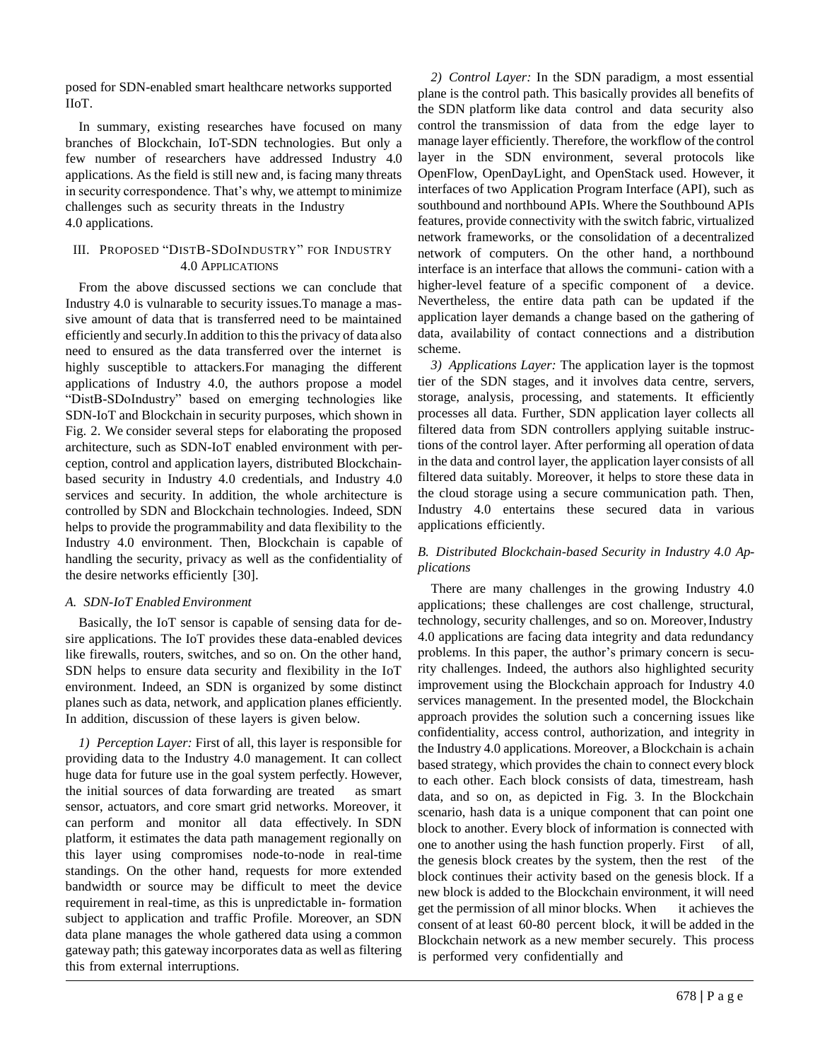posed for SDN-enabled smart healthcare networks supported IIoT.

In summary, existing researches have focused on many branches of Blockchain, IoT-SDN technologies. But only a few number of researchers have addressed Industry 4.0 applications. As the field is still new and, is facing many threats in security correspondence. That's why, we attempt to minimize challenges such as security threats in the Industry 4.0 applications.

## III. Proposed "DistB-SDoIndustry" for Industry 4.0 Applications

From the above discussed sections we can conclude that Industry 4.0 is vulnarable to security issues.To manage a massive amount of data that is transferred need to be maintained efficiently and securly.In addition to this the privacy of data also need to ensured as the data transferred over the internet is highly susceptible to attackers.For managing the different applications of Industry 4.0, the authors propose a model "DistB-SDoIndustry" based on emerging technologies like SDN-IoT and Blockchain in security purposes, which shown in Fig. 2. We consider several steps for elaborating the proposed architecture, such as SDN-IoT enabled environment with perception, control and application layers, distributed Blockchain-based security in Industry 4.0 credentials, and Industry 4.0 services and security. In addition, the whole architecture is controlled by SDN and Blockchain technologies. Indeed, SDN helps to provide the programmability and data flexibility to the Industry 4.0 environment. Then, Blockchain is capable of handling the security, privacy as well as the confidentiality of the desire networks efficiently [30].

### A. SDN-IoT Enabled Environment

Basically, the IoT sensor is capable of sensing data for desire applications. The IoT provides these data-enabled devices like firewalls, routers, switches, and so on. On the other hand, SDN helps to ensure data security and flexibility in the IoT environment. Indeed, an SDN is organized by some distinct planes such as data, network, and application planes efficiently. In addition, discussion of these layers is given below.

*1) Perception Layer:* First of all, this layer is responsible for providing data to the Industry 4.0 management. It can collect huge data for future use in the goal system perfectly. However, the initial sources of data forwarding are treated as smart sensor, actuators, and core smart grid networks. Moreover, it can perform and monitor all data effectively. In SDN platform, it estimates the data path management regionally on this layer using compromises node-to-node in real-time standings. On the other hand, requests for more extended bandwidth or source may be difficult to meet the device requirement in real-time, as this is unpredictable information subject to application and traffic Profile. Moreover, an SDN data plane manages the whole gathered data using a common gateway path; this gateway incorporates data as well as filtering this from external interruptions.

*2) Control Layer:* In the SDN paradigm, a most essential plane is the control path. This basically provides all benefits of the SDN platform like data control and data security also control the transmission of data from the edge layer to manage layer efficiently. Therefore, the workflow of the control layer in the SDN environment, several protocols like OpenFlow, OpenDayLight, and OpenStack used. However, it interfaces of two Application Program Interface (API), such as southbound and northbound APIs. Where the Southbound APIs features, provide connectivity with the switch fabric, virtualized network frameworks, or the consolidation of a decentralized network of computers. On the other hand, a northbound interface is an interface that allows the communication with a higher-level feature of a specific component of a device. Nevertheless, the entire data path can be updated if the application layer demands a change based on the gathering of data, availability of contact connections and a distribution scheme.

*3) Applications Layer:* The application layer is the topmost tier of the SDN stages, and it involves data centre, servers, storage, analysis, processing, and statements. It efficiently processes all data. Further, SDN application layer collects all filtered data from SDN controllers applying suitable instructions of the control layer. After performing all operation of data in the data and control layer, the application layer consists of all filtered data suitably. Moreover, it helps to store these data in the cloud storage using a secure communication path. Then, Industry 4.0 entertains these secured data in various applications efficiently.

### B. Distributed Blockchain-based Security in Industry 4.0 Applications

There are many challenges in the growing Industry 4.0 applications; these challenges are cost challenge, structural, technology, security challenges, and so on. Moreover, Industry 4.0 applications are facing data integrity and data redundancy problems. In this paper, the author's primary concern is security challenges. Indeed, the authors also highlighted security improvement using the Blockchain approach for Industry 4.0 services management. In the presented model, the Blockchain approach provides the solution such a concerning issues like confidentiality, access control, authorization, and integrity in the Industry 4.0 applications. Moreover, a Blockchain is a chain based strategy, which provides the chain to connect every block to each other. Each block consists of data, timestream, hash data, and so on, as depicted in Fig. 3. In the Blockchain scenario, hash data is a unique component that can point one block to another. Every block of information is connected with one to another using the hash function properly. First of all, the genesis block creates by the system, then the rest of the block continues their activity based on the genesis block. If a new block is added to the Blockchain environment, it will need get the permission of all minor blocks. When it achieves the consent of at least 60-80 percent block, it will be added in the Blockchain network as a new member securely. This process is performed very confidentially and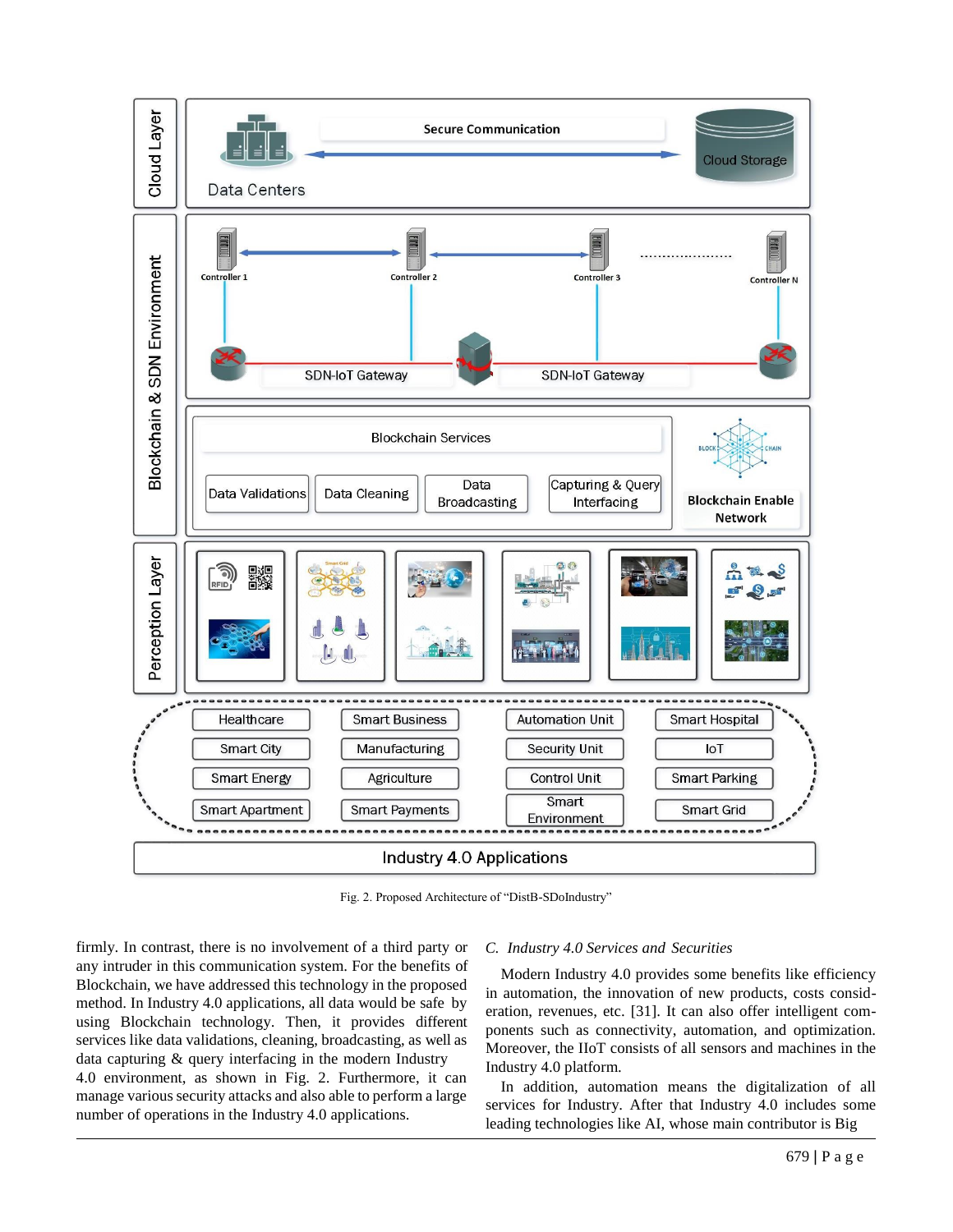Fig. 2. Proposed Architecture of "DistB-SDoIndustry"

firmly. In contrast, there is no involvement of a third party or any intruder in this communication system. For the benefits of Blockchain, we have addressed this technology in the proposed method. In Industry 4.0 applications, all data would be safe by using Blockchain technology. Then, it provides different services like data validations, cleaning, broadcasting, as well as data capturing & query interfacing in the modern Industry 4.0 environment, as shown in Fig. 2. Furthermore, it can manage various security attacks and also able to perform a large number of operations in the Industry 4.0 applications.

### *C. Industry 4.0 Services and Securities*

Modern Industry 4.0 provides some benefits like efficiency in automation, the innovation of new products, costs consideration, revenues, etc. [31]. It can also offer intelligent components such as connectivity, automation, and optimization. Moreover, the IIoT consists of all sensors and machines in the Industry 4.0 platform.

In addition, automation means the digitalization of all services for Industry. After that Industry 4.0 includes some leading technologies like AI, whose main contributor is Big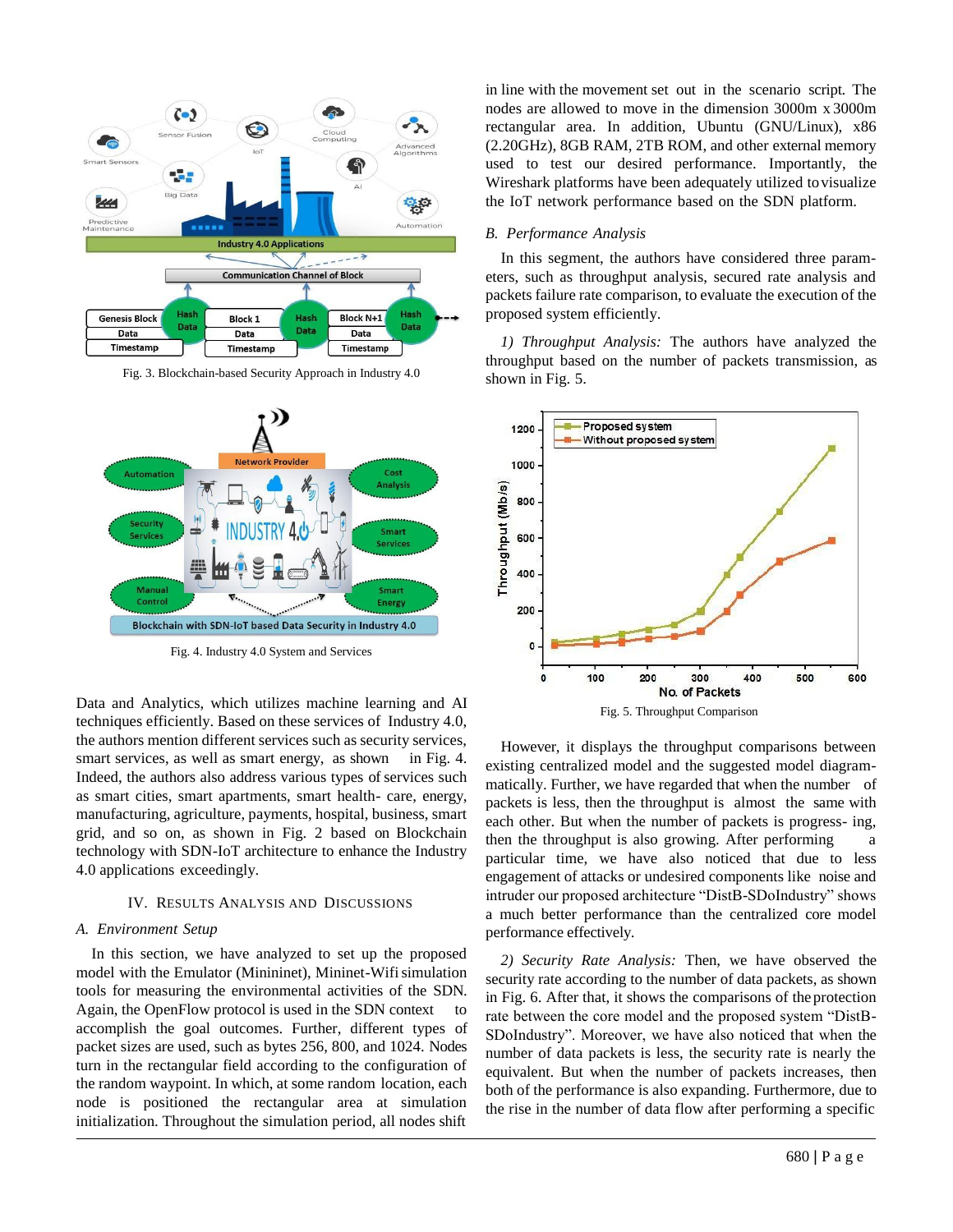Fig. 3. Blockchain-based Security Approach in Industry 4.0

Fig. 4. Industry 4.0 System and Services

Data and Analytics, which utilizes machine learning and AI techniques efficiently. Based on these services of Industry 4.0, the authors mention different services such as security services, smart services, as well as smart energy, as shown in Fig. 4. Indeed, the authors also address various types of services such as smart cities, smart apartments, smart health- care, energy, manufacturing, agriculture, payments, hospital, business, smart grid, and so on, as shown in Fig. 2 based on Blockchain technology with SDN-IoT architecture to enhance the Industry 4.0 applications exceedingly.

## IV. Results Analysis and Discussions

### A. Environment Setup

In this section, we have analyzed to set up the proposed model with the Emulator (Mininet), Mininet-Wifi simulation tools for measuring the environmental activities of the SDN. Again, the OpenFlow protocol is used in the SDN context to accomplish the goal outcomes. Further, different types of packet sizes are used, such as bytes 256, 800, and 1024. Nodes turn in the rectangular field according to the configuration of the random waypoint. In which, at some random location, each node is positioned the rectangular area at simulation initialization. Throughout the simulation period, all nodes shift in line with the movement set out in the scenario script. The nodes are allowed to move in the dimension 3000m x 3000m rectangular area. In addition, Ubuntu (GNU/Linux), x86 (2.20GHz), 8GB RAM, 2TB ROM, and other external memory used to test our desired performance. Importantly, the Wireshark platforms have been adequately utilized to visualize the IoT network performance based on the SDN platform.

### B. Performance Analysis

In this segment, the authors have considered three parameters, such as throughput analysis, secured rate analysis and packets failure rate comparison, to evaluate the execution of the proposed system efficiently.

*1) Throughput Analysis:* The authors have analyzed the throughput based on the number of packets transmission, as shown in Fig. 5.

Fig. 5. Throughput Comparison

However, it displays the throughput comparisons between existing centralized model and the suggested model diagrammatically. Further, we have regarded that when the number of packets is less, then the throughput is almost the same with each other. But when the number of packets is progress- ing, then the throughput is also growing. After performing a particular time, we have also noticed that due to less engagement of attacks or undesired components like noise and intruder our proposed architecture "DistB-SDoIndustry" shows a much better performance than the centralized core model performance effectively.

*2) Security Rate Analysis:* Then, we have observed the security rate according to the number of data packets, as shown in Fig. 6. After that, it shows the comparisons of the protection rate between the core model and the proposed system "DistB-SDoIndustry". Moreover, we have also noticed that when the number of data packets is less, the security rate is nearly the equivalent. But when the number of packets increases, then both of the performance is also expanding. Furthermore, due to the rise in the number of data flow after performing a specific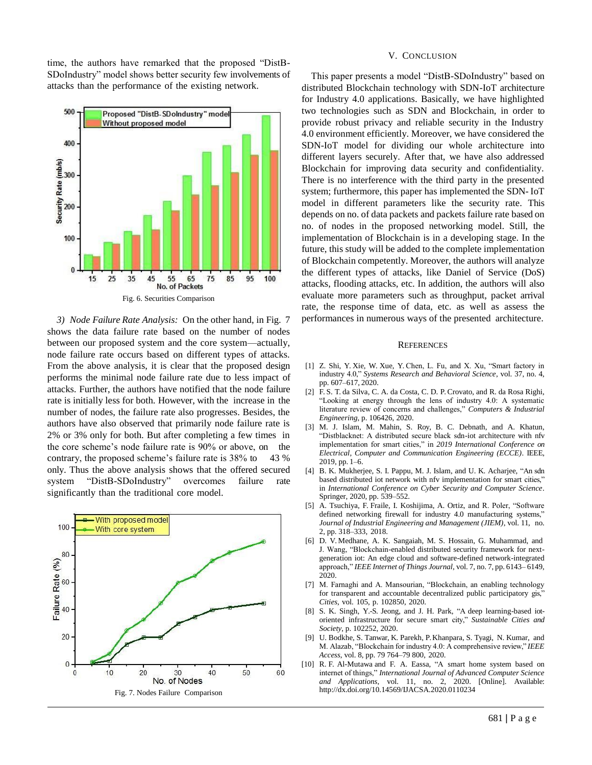time, the authors have remarked that the proposed "DistB-SDoIndustry" model shows better security few involvements of attacks than the performance of the existing network.

Fig. 6. Securities Comparison

*3) Node Failure Rate Analysis:* On the other hand, in Fig. 7 shows the data failure rate based on the number of nodes between our proposed system and the core system—actually, node failure rate occurs based on different types of attacks. From the above analysis, it is clear that the proposed design performs the minimal node failure rate due to less impact of attacks. Further, the authors have notified that the node failure rate is initially less for both. However, with the increase in the number of nodes, the failure rate also progresses. Besides, the authors have also observed that primarily node failure rate is 2% or 3% only for both. But after completing a few times in the core scheme's node failure rate is 90% or above, on the contrary, the proposed scheme's failure rate is 38% to 43 % only. Thus the above analysis shows that the offered secured system "DistB-SDoIndustry" overcomes failure rate significantly than the traditional core model.

Fig. 7. Nodes Failure Comparison

## V. Conclusion

This paper presents a model "DistB-SDoIndustry" based on distributed Blockchain technology with SDN-IoT architecture for Industry 4.0 applications. Basically, we have highlighted two technologies such as SDN and Blockchain, in order to provide robust privacy and reliable security in the Industry 4.0 environment efficiently. Moreover, we have considered the SDN-IoT model for dividing our whole architecture into different layers securely. After that, we have also addressed Blockchain for improving data security and confidentiality. There is no interference with the third party in the presented system; furthermore, this paper has implemented the SDN- IoT model in different parameters like the security rate. This depends on no. of data packets and packets failure rate based on no. of nodes in the proposed networking model. Still, the implementation of Blockchain is in a developing stage. In the future, this study will be added to the complete implementation of Blockchain competently. Moreover, the authors will analyze the different types of attacks, like Daniel of Service (DoS) attacks, flooding attacks, etc. In addition, the authors will also evaluate more parameters such as throughput, packet arrival rate, the response time of data, etc. as well as assess the performances in numerous ways of the presented architecture.

## References

[1] Z. Shi, Y. Xie, W. Xue, Y. Chen, L. Fu, and X. Xu, "Smart factory in industry 4.0," *Systems Research and Behavioral Science*, vol. 37, no. 4, pp. 607–617, 2020.

[2] F. S. T. da Silva, C. A. da Costa, C. D. P. Crovato, and R. da Rosa Righi, "Looking at energy through the lens of industry 4.0: A systematic literature review of concerns and challenges," *Computers & Industrial Engineering*, p. 106426, 2020.

[3] M. J. Islam, M. Mahin, S. Roy, B. C. Debnath, and A. Khatun, "Distblacknet: A distributed secure black sdn-iot architecture with nfv implementation for smart cities," in *2019 International Conference on Electrical, Computer and Communication Engineering (ECCE)*. IEEE, 2019, pp. 1–6.

[4] B. K. Mukherjee, S. I. Pappu, M. J. Islam, and U. K. Acharjee, "An sdn based distributed iot network with nfv implementation for smart cities," in *International Conference on Cyber Security and Computer Science*. Springer, 2020, pp. 539–552.

[5] A. Tsuchiya, F. Fraile, I. Koshijima, A. Ortiz, and R. Poler, "Software defined networking firewall for industry 4.0 manufacturing systems," *Journal of Industrial Engineering and Management (JIEM)*, vol. 11, no. 2, pp. 318–333, 2018.

[6] D. V. Medhane, A. K. Sangaiah, M. S. Hossain, G. Muhammad, and J. Wang, "Blockchain-enabled distributed security framework for next-generation iot: An edge cloud and software-defined network-integrated approach," *IEEE Internet of Things Journal*, vol. 7, no. 7, pp. 6143– 6149, 2020.

[7] M. Farnaghi and A. Mansourian, "Blockchain, an enabling technology for transparent and accountable decentralized public participatory gis," *Cities*, vol. 105, p. 102850, 2020.

[8] S. K. Singh, Y.-S. Jeong, and J. H. Park, "A deep learning-based iot-oriented infrastructure for secure smart city," *Sustainable Cities and Society*, p. 102252, 2020.

[9] U. Bodkhe, S. Tanwar, K. Parekh, P. Khanpara, S. Tyagi, N. Kumar, and M. Alazab, "Blockchain for industry 4.0: A comprehensive review," *IEEE Access*, vol. 8, pp. 79 764–79 800, 2020.

[10] R. F. Al-Mutawa and F. A. Eassa, "A smart home system based on internet of things," *International Journal of Advanced Computer Science and Applications*, vol. 11, no. 2, 2020. [Online]. Available: http://dx.doi.org/10.14569/IJACSA.2020.0110234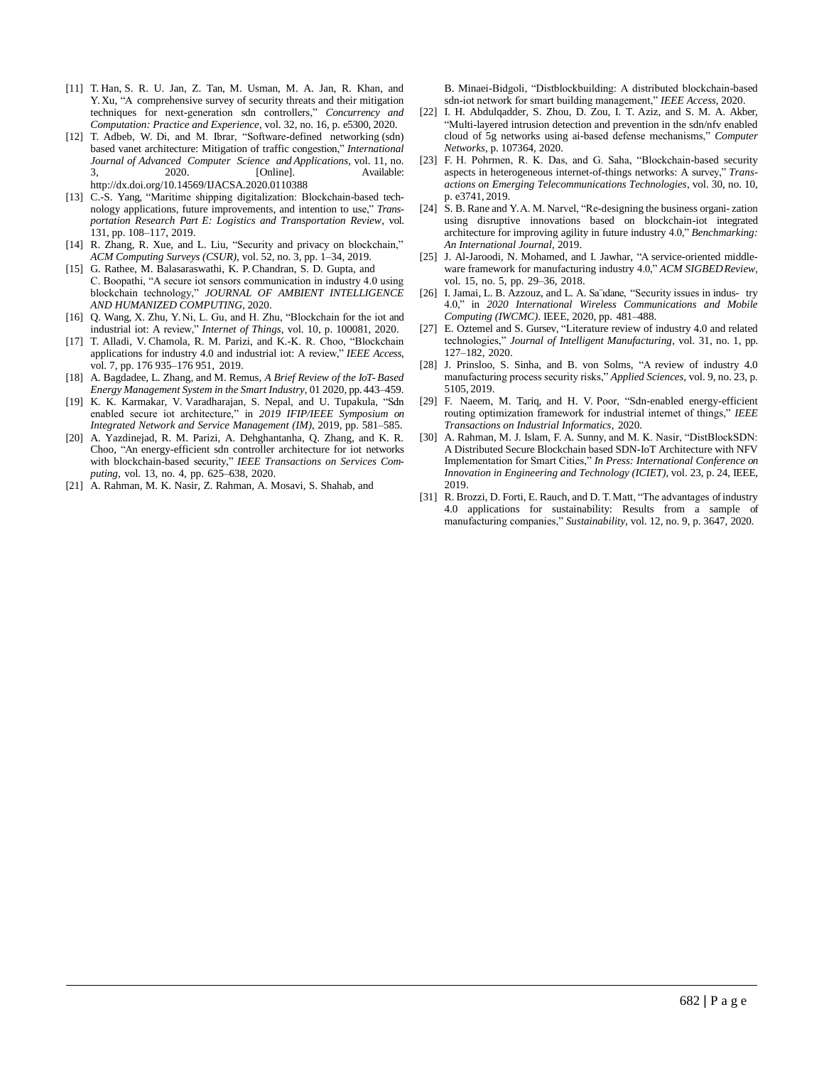[11] T. Han, S. R. U. Jan, Z. Tan, M. Usman, M. A. Jan, R. Khan, and Y. Xu, "A comprehensive survey of security threats and their mitigation techniques for next-generation sdn controllers," *Concurrency and Computation: Practice and Experience*, vol. 32, no. 16, p. e5300, 2020.

[12] T. Adbeb, W. Di, and M. Ibrar, "Software-defined networking (sdn) based vanet architecture: Mitigation of traffic congestion," *International Journal of Advanced Computer Science and Applications*, vol. 11, no. 3, 2020. [Online]. Available: http://dx.doi.org/10.14569/IJACSA.2020.0110388

[13] C.-S. Yang, "Maritime shipping digitalization: Blockchain-based technology applications, future improvements, and intention to use," *Transportation Research Part E: Logistics and Transportation Review*, vol. 131, pp. 108–117, 2019.

[14] R. Zhang, R. Xue, and L. Liu, "Security and privacy on blockchain," *ACM Computing Surveys (CSUR)*, vol. 52, no. 3, pp. 1–34, 2019.

[15] G. Rathee, M. Balasaraswathi, K. P. Chandran, S. D. Gupta, and C. Boopathi, "A secure iot sensors communication in industry 4.0 using blockchain technology," *JOURNAL OF AMBIENT INTELLIGENCE AND HUMANIZED COMPUTING*, 2020.

[16] Q. Wang, X. Zhu, Y. Ni, L. Gu, and H. Zhu, "Blockchain for the iot and industrial iot: A review," *Internet of Things*, vol. 10, p. 100081, 2020.

[17] T. Alladi, V. Chamola, R. M. Parizi, and K.-K. R. Choo, "Blockchain applications for industry 4.0 and industrial iot: A review," *IEEE Access*, vol. 7, pp. 176 935–176 951, 2019.

[18] A. Bagdadee, L. Zhang, and M. Remus, *A Brief Review of the IoT-Based Energy Management System in the Smart Industry*, 01 2020, pp. 443–459.

[19] K. K. Karmakar, V. Varadharajan, S. Nepal, and U. Tupakula, "Sdn enabled secure iot architecture," in *2019 IFIP/IEEE Symposium on Integrated Network and Service Management (IM)*, 2019, pp. 581–585.

[20] A. Yazdinejad, R. M. Parizi, A. Dehghantanha, Q. Zhang, and K. R. Choo, "An energy-efficient sdn controller architecture for iot networks with blockchain-based security," *IEEE Transactions on Services Computing*, vol. 13, no. 4, pp. 625–638, 2020.

[21] A. Rahman, M. K. Nasir, Z. Rahman, A. Mosavi, S. Shahab, and B. Minaei-Bidgoli, "Distblockbuilding: A distributed blockchain-based sdn-iot network for smart building management," *IEEE Access*, 2020.

[22] I. H. Abdulqadder, S. Zhou, D. Zou, I. T. Aziz, and S. M. A. Akber, "Multi-layered intrusion detection and prevention in the sdn/nfv enabled cloud of 5g networks using ai-based defense mechanisms," *Computer Networks*, p. 107364, 2020.

[23] F. H. Pohrmen, R. K. Das, and G. Saha, "Blockchain-based security aspects in heterogeneous internet-of-things networks: A survey," *Transactions on Emerging Telecommunications Technologies*, vol. 30, no. 10, p. e3741, 2019.

[24] S. B. Rane and Y. A. M. Narvel, "Re-designing the business organi- zation using disruptive innovations based on blockchain-iot integrated architecture for improving agility in future industry 4.0," *Benchmarking: An International Journal*, 2019.

[25] J. Al-Jaroodi, N. Mohamed, and I. Jawhar, "A service-oriented middleware framework for manufacturing industry 4.0," *ACM SIGBED Review*, vol. 15, no. 5, pp. 29–36, 2018.

[26] I. Jamai, L. B. Azzouz, and L. A. Saïdane, "Security issues in indus- try 4.0," in *2020 International Wireless Communications and Mobile Computing (IWCMC)*. IEEE, 2020, pp. 481–488.

[27] E. Oztemel and S. Gursev, "Literature review of industry 4.0 and related technologies," *Journal of Intelligent Manufacturing*, vol. 31, no. 1, pp. 127–182, 2020.

[28] J. Prinsloo, S. Sinha, and B. von Solms, "A review of industry 4.0 manufacturing process security risks," *Applied Sciences*, vol. 9, no. 23, p. 5105, 2019.

[29] F. Naeem, M. Tariq, and H. V. Poor, "Sdn-enabled energy-efficient routing optimization framework for industrial internet of things," *IEEE Transactions on Industrial Informatics*, 2020.

[30] A. Rahman, M. J. Islam, F. A. Sunny, and M. K. Nasir, "DistBlockSDN: A Distributed Secure Blockchain based SDN-IoT Architecture with NFV Implementation for Smart Cities," *In Press: International Conference on Innovation in Engineering and Technology (ICIET)*, vol. 23, p. 24, IEEE, 2019.

[31] R. Brozzi, D. Forti, E. Rauch, and D. T. Matt, "The advantages of industry 4.0 applications for sustainability: Results from a sample of manufacturing companies," *Sustainability*, vol. 12, no. 9, p. 3647, 2020.